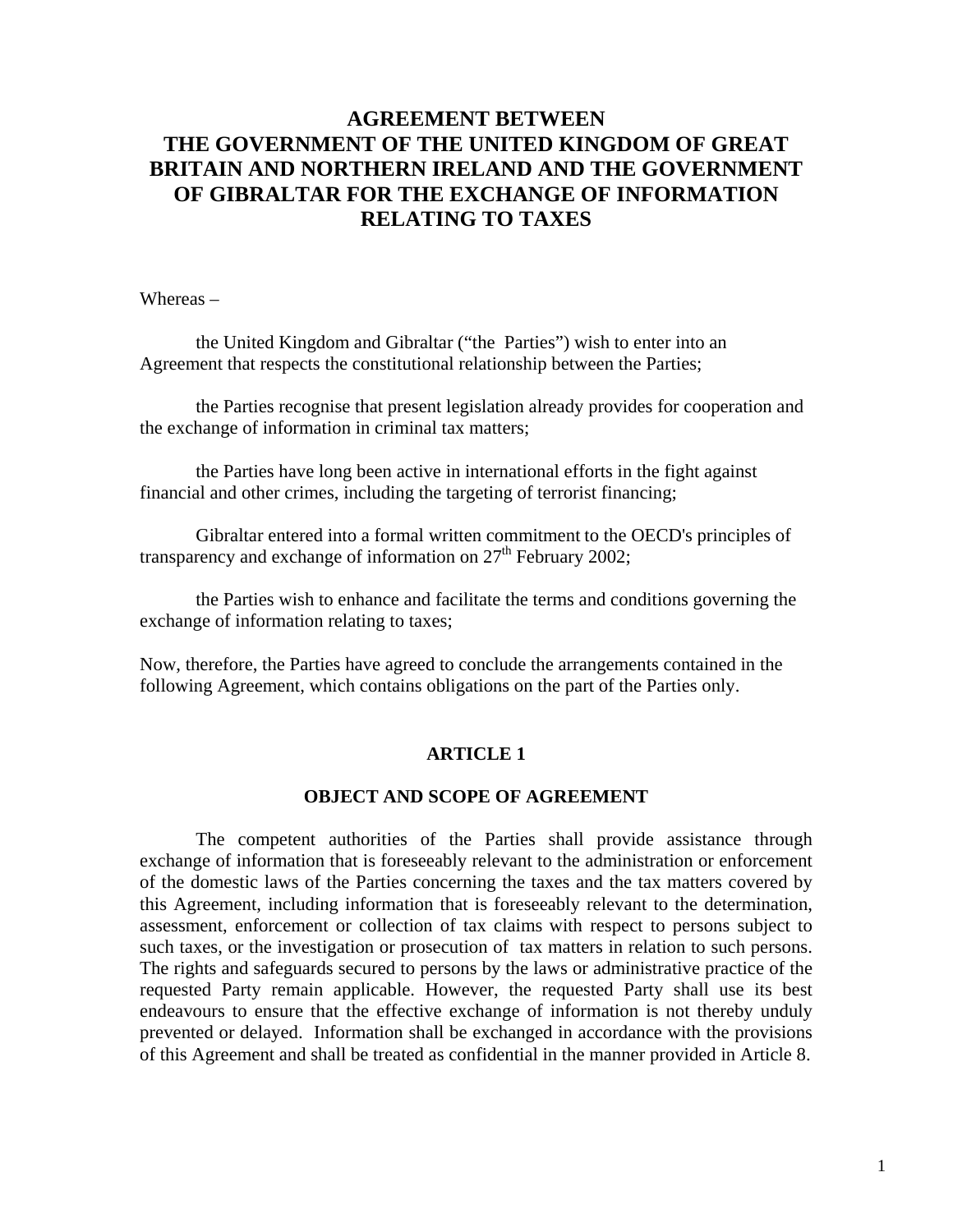# AGREEMENT BETWEEN THE GOVERNMENT OF THE UNITED KINGDOM OF GREAT BRITAIN AND NORTHERN IRELAND AND THE GOVERNMENT OF GIBRALTAR FOR THE EXCHANGE OF INFORMATION RELATING TO TAXES

Whereas –

the United Kingdom and Gibraltar ("the Parties") wish to enter into an Agreement that respects the constitutional relationship between the Parties;

the Parties recognise that present legislation already provides for cooperation and the exchange of information in criminal tax matters;

the Parties have long been active in international efforts in the fight against financial and other crimes, including the targeting of terrorist financing;

Gibraltar entered into a formal written commitment to the OECD's principles of transparency and exchange of information on 27th February 2002;

the Parties wish to enhance and facilitate the terms and conditions governing the exchange of information relating to taxes;

Now, therefore, the Parties have agreed to conclude the arrangements contained in the following Agreement, which contains obligations on the part of the Parties only.

## ARTICLE 1

### OBJECT AND SCOPE OF AGREEMENT

The competent authorities of the Parties shall provide assistance through exchange of information that is foreseeably relevant to the administration or enforcement of the domestic laws of the Parties concerning the taxes and the tax matters covered by this Agreement, including information that is foreseeably relevant to the determination, assessment, enforcement or collection of tax claims with respect to persons subject to such taxes, or the investigation or prosecution of tax matters in relation to such persons. The rights and safeguards secured to persons by the laws or administrative practice of the requested Party remain applicable. However, the requested Party shall use its best endeavours to ensure that the effective exchange of information is not thereby unduly prevented or delayed. Information shall be exchanged in accordance with the provisions of this Agreement and shall be treated as confidential in the manner provided in Article 8.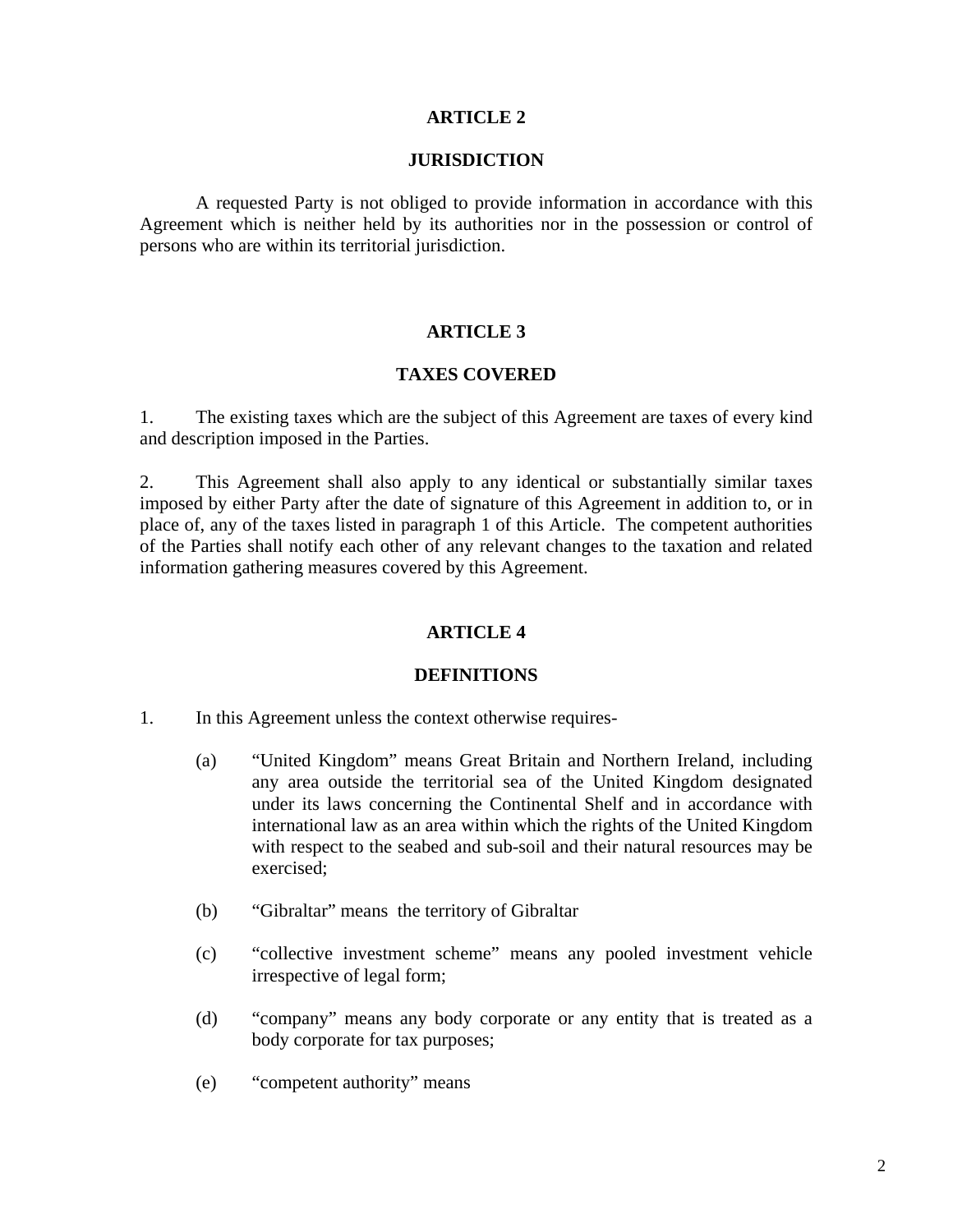## ARTICLE 2

## JURISDICTION

A requested Party is not obliged to provide information in accordance with this Agreement which is neither held by its authorities nor in the possession or control of persons who are within its territorial jurisdiction.

## ARTICLE 3

## TAXES COVERED

1. The existing taxes which are the subject of this Agreement are taxes of every kind and description imposed in the Parties.

2. This Agreement shall also apply to any identical or substantially similar taxes imposed by either Party after the date of signature of this Agreement in addition to, or in place of, any of the taxes listed in paragraph 1 of this Article. The competent authorities of the Parties shall notify each other of any relevant changes to the taxation and related information gathering measures covered by this Agreement.

## ARTICLE 4

## DEFINITIONS

1. In this Agreement unless the context otherwise requires-

   (a) "United Kingdom" means Great Britain and Northern Ireland, including any area outside the territorial sea of the United Kingdom designated under its laws concerning the Continental Shelf and in accordance with international law as an area within which the rights of the United Kingdom with respect to the seabed and sub-soil and their natural resources may be exercised;

   (b) "Gibraltar" means the territory of Gibraltar

   (c) "collective investment scheme" means any pooled investment vehicle irrespective of legal form;

   (d) "company" means any body corporate or any entity that is treated as a body corporate for tax purposes;

   (e) "competent authority" means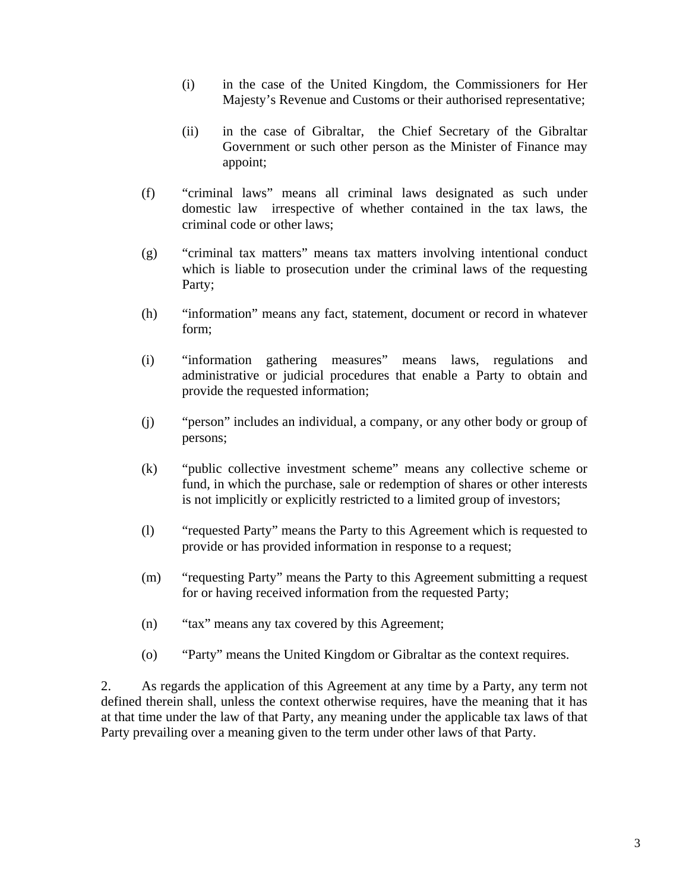- (i) in the case of the United Kingdom, the Commissioners for Her Majesty's Revenue and Customs or their authorised representative;

   - (ii) in the case of Gibraltar, the Chief Secretary of the Gibraltar Government or such other person as the Minister of Finance may appoint;

(f) "criminal laws" means all criminal laws designated as such under domestic law irrespective of whether contained in the tax laws, the criminal code or other laws;

(g) "criminal tax matters" means tax matters involving intentional conduct which is liable to prosecution under the criminal laws of the requesting Party;

(h) "information" means any fact, statement, document or record in whatever form;

(i) "information gathering measures" means laws, regulations and administrative or judicial procedures that enable a Party to obtain and provide the requested information;

(j) "person" includes an individual, a company, or any other body or group of persons;

(k) "public collective investment scheme" means any collective scheme or fund, in which the purchase, sale or redemption of shares or other interests is not implicitly or explicitly restricted to a limited group of investors;

(l) "requested Party" means the Party to this Agreement which is requested to provide or has provided information in response to a request;

(m) "requesting Party" means the Party to this Agreement submitting a request for or having received information from the requested Party;

(n) "tax" means any tax covered by this Agreement;

(o) "Party" means the United Kingdom or Gibraltar as the context requires.

2. As regards the application of this Agreement at any time by a Party, any term not defined therein shall, unless the context otherwise requires, have the meaning that it has at that time under the law of that Party, any meaning under the applicable tax laws of that Party prevailing over a meaning given to the term under other laws of that Party.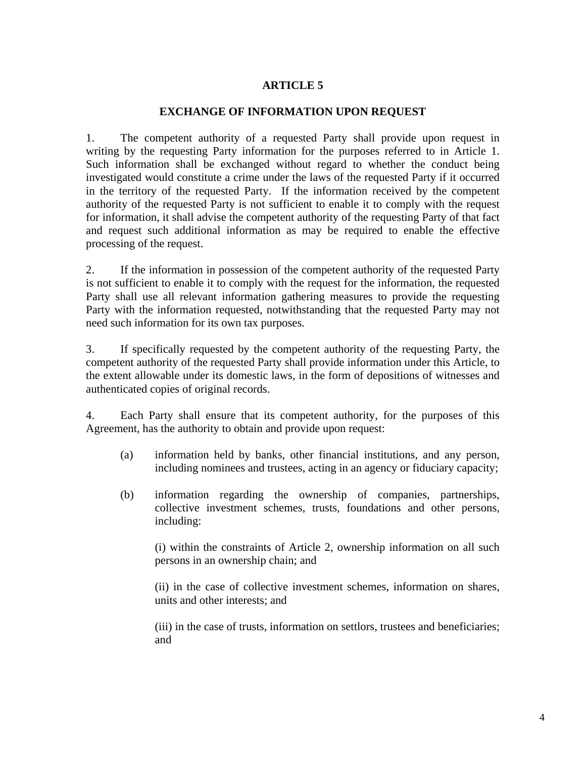## ARTICLE 5

### EXCHANGE OF INFORMATION UPON REQUEST

1. The competent authority of a requested Party shall provide upon request in writing by the requesting Party information for the purposes referred to in Article 1. Such information shall be exchanged without regard to whether the conduct being investigated would constitute a crime under the laws of the requested Party if it occurred in the territory of the requested Party. If the information received by the competent authority of the requested Party is not sufficient to enable it to comply with the request for information, it shall advise the competent authority of the requesting Party of that fact and request such additional information as may be required to enable the effective processing of the request.

2. If the information in possession of the competent authority of the requested Party is not sufficient to enable it to comply with the request for the information, the requested Party shall use all relevant information gathering measures to provide the requesting Party with the information requested, notwithstanding that the requested Party may not need such information for its own tax purposes.

3. If specifically requested by the competent authority of the requesting Party, the competent authority of the requested Party shall provide information under this Article, to the extent allowable under its domestic laws, in the form of depositions of witnesses and authenticated copies of original records.

4. Each Party shall ensure that its competent authority, for the purposes of this Agreement, has the authority to obtain and provide upon request:

(a) information held by banks, other financial institutions, and any person, including nominees and trustees, acting in an agency or fiduciary capacity;

(b) information regarding the ownership of companies, partnerships, collective investment schemes, trusts, foundations and other persons, including:

(i) within the constraints of Article 2, ownership information on all such persons in an ownership chain; and

(ii) in the case of collective investment schemes, information on shares, units and other interests; and

(iii) in the case of trusts, information on settlors, trustees and beneficiaries; and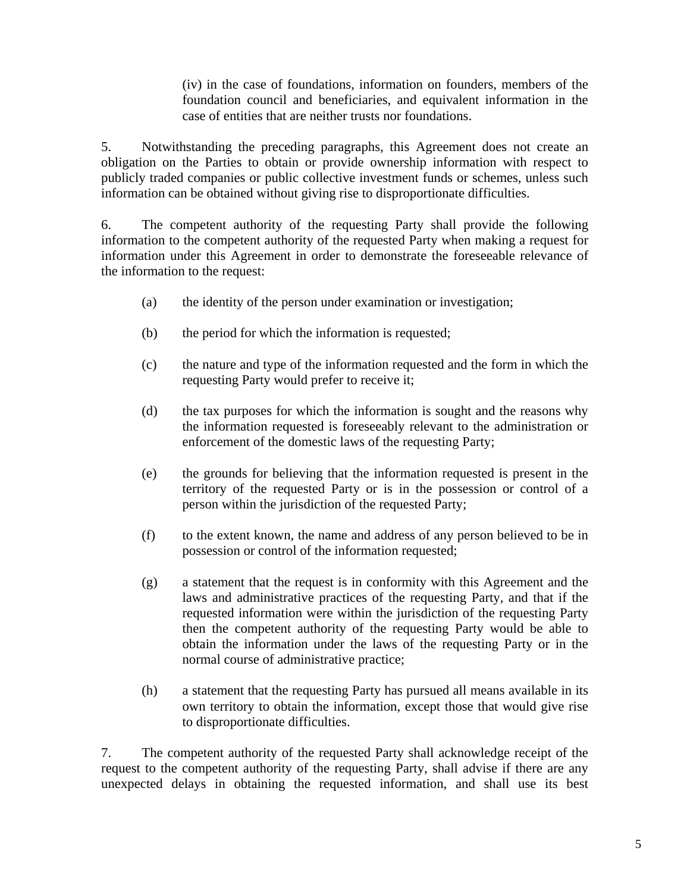(iv) in the case of foundations, information on founders, members of the foundation council and beneficiaries, and equivalent information in the case of entities that are neither trusts nor foundations.

5. Notwithstanding the preceding paragraphs, this Agreement does not create an obligation on the Parties to obtain or provide ownership information with respect to publicly traded companies or public collective investment funds or schemes, unless such information can be obtained without giving rise to disproportionate difficulties.

6. The competent authority of the requesting Party shall provide the following information to the competent authority of the requested Party when making a request for information under this Agreement in order to demonstrate the foreseeable relevance of the information to the request:

(a) the identity of the person under examination or investigation;

(b) the period for which the information is requested;

(c) the nature and type of the information requested and the form in which the requesting Party would prefer to receive it;

(d) the tax purposes for which the information is sought and the reasons why the information requested is foreseeably relevant to the administration or enforcement of the domestic laws of the requesting Party;

(e) the grounds for believing that the information requested is present in the territory of the requested Party or is in the possession or control of a person within the jurisdiction of the requested Party;

(f) to the extent known, the name and address of any person believed to be in possession or control of the information requested;

(g) a statement that the request is in conformity with this Agreement and the laws and administrative practices of the requesting Party, and that if the requested information were within the jurisdiction of the requesting Party then the competent authority of the requesting Party would be able to obtain the information under the laws of the requesting Party or in the normal course of administrative practice;

(h) a statement that the requesting Party has pursued all means available in its own territory to obtain the information, except those that would give rise to disproportionate difficulties.

7. The competent authority of the requested Party shall acknowledge receipt of the request to the competent authority of the requesting Party, shall advise if there are any unexpected delays in obtaining the requested information, and shall use its best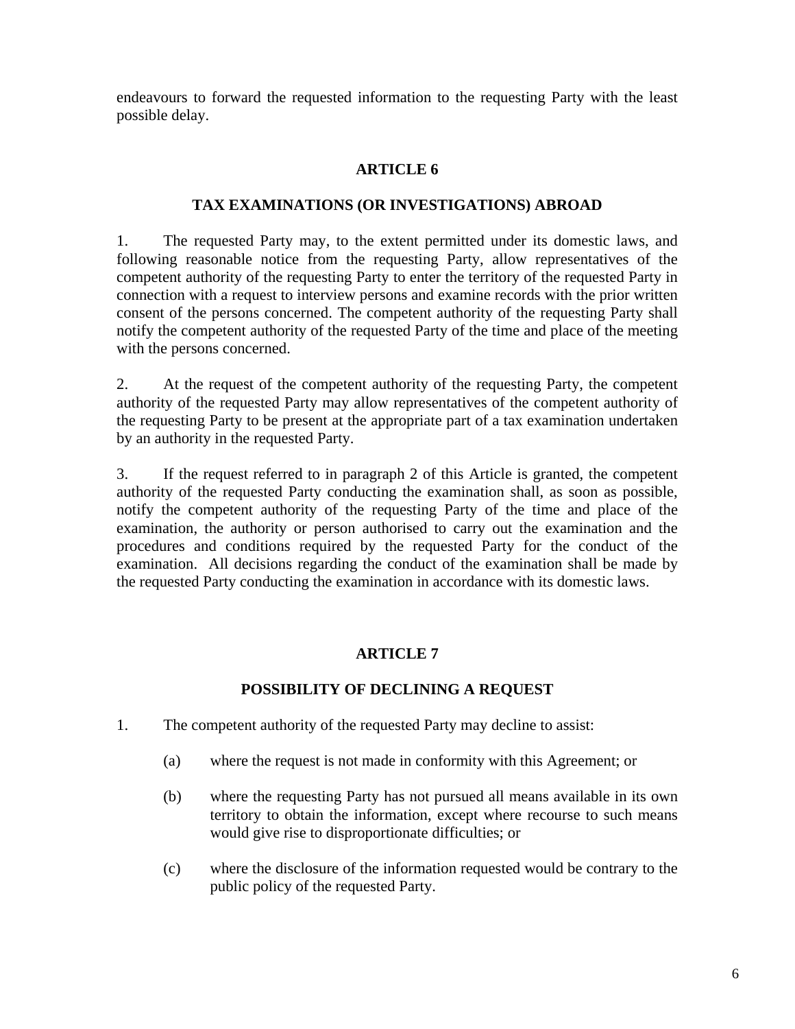endeavours to forward the requested information to the requesting Party with the least possible delay.

## ARTICLE 6

## TAX EXAMINATIONS (OR INVESTIGATIONS) ABROAD

1. The requested Party may, to the extent permitted under its domestic laws, and following reasonable notice from the requesting Party, allow representatives of the competent authority of the requesting Party to enter the territory of the requested Party in connection with a request to interview persons and examine records with the prior written consent of the persons concerned. The competent authority of the requesting Party shall notify the competent authority of the requested Party of the time and place of the meeting with the persons concerned.

2. At the request of the competent authority of the requesting Party, the competent authority of the requested Party may allow representatives of the competent authority of the requesting Party to be present at the appropriate part of a tax examination undertaken by an authority in the requested Party.

3. If the request referred to in paragraph 2 of this Article is granted, the competent authority of the requested Party conducting the examination shall, as soon as possible, notify the competent authority of the requesting Party of the time and place of the examination, the authority or person authorised to carry out the examination and the procedures and conditions required by the requested Party for the conduct of the examination. All decisions regarding the conduct of the examination shall be made by the requested Party conducting the examination in accordance with its domestic laws.

## ARTICLE 7

## POSSIBILITY OF DECLINING A REQUEST

1. The competent authority of the requested Party may decline to assist:

   (a) where the request is not made in conformity with this Agreement; or

   (b) where the requesting Party has not pursued all means available in its own territory to obtain the information, except where recourse to such means would give rise to disproportionate difficulties; or

   (c) where the disclosure of the information requested would be contrary to the public policy of the requested Party.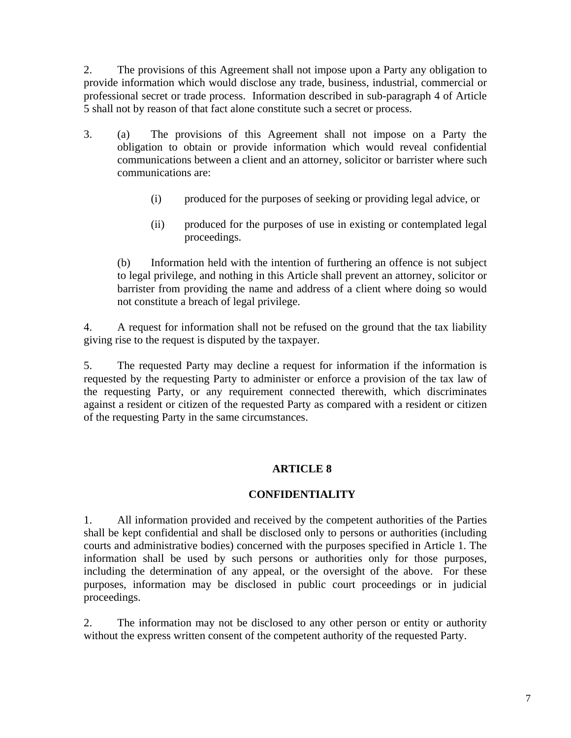2. The provisions of this Agreement shall not impose upon a Party any obligation to provide information which would disclose any trade, business, industrial, commercial or professional secret or trade process. Information described in sub-paragraph 4 of Article 5 shall not by reason of that fact alone constitute such a secret or process.

3. (a) The provisions of this Agreement shall not impose on a Party the obligation to obtain or provide information which would reveal confidential communications between a client and an attorney, solicitor or barrister where such communications are:

   (i) produced for the purposes of seeking or providing legal advice, or

   (ii) produced for the purposes of use in existing or contemplated legal proceedings.

   (b) Information held with the intention of furthering an offence is not subject to legal privilege, and nothing in this Article shall prevent an attorney, solicitor or barrister from providing the name and address of a client where doing so would not constitute a breach of legal privilege.

4. A request for information shall not be refused on the ground that the tax liability giving rise to the request is disputed by the taxpayer.

5. The requested Party may decline a request for information if the information is requested by the requesting Party to administer or enforce a provision of the tax law of the requesting Party, or any requirement connected therewith, which discriminates against a resident or citizen of the requested Party as compared with a resident or citizen of the requesting Party in the same circumstances.

## ARTICLE 8

## CONFIDENTIALITY

1. All information provided and received by the competent authorities of the Parties shall be kept confidential and shall be disclosed only to persons or authorities (including courts and administrative bodies) concerned with the purposes specified in Article 1. The information shall be used by such persons or authorities only for those purposes, including the determination of any appeal, or the oversight of the above. For these purposes, information may be disclosed in public court proceedings or in judicial proceedings.

2. The information may not be disclosed to any other person or entity or authority without the express written consent of the competent authority of the requested Party.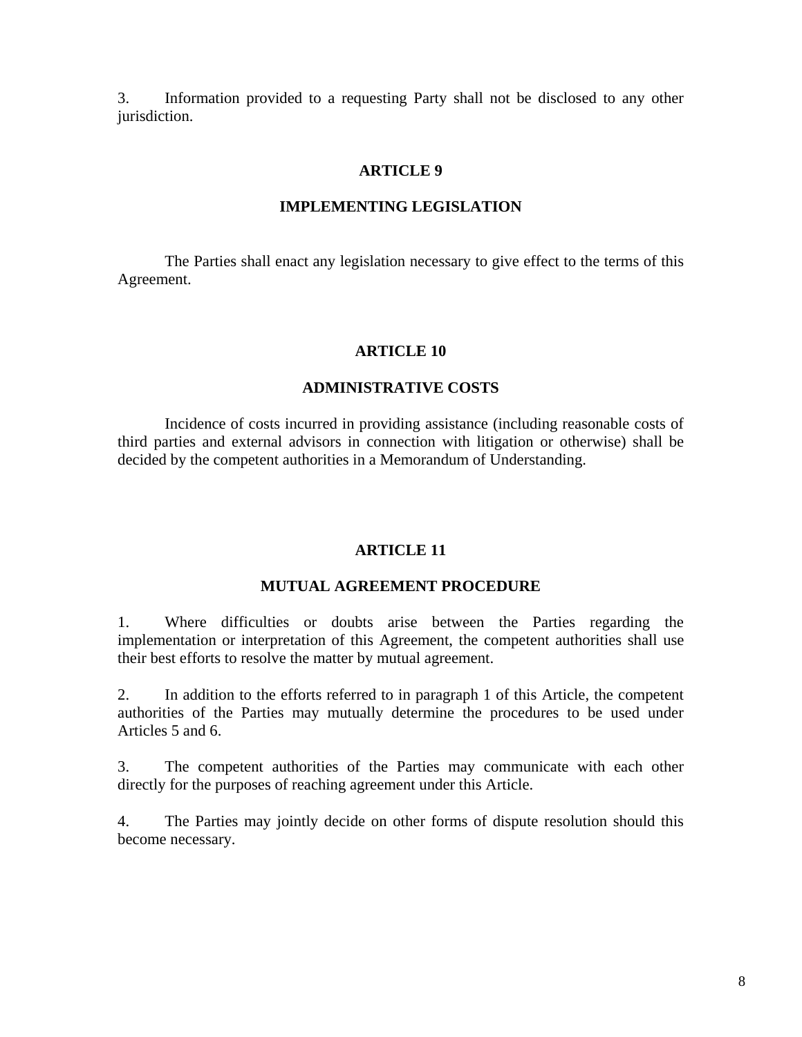3. Information provided to a requesting Party shall not be disclosed to any other jurisdiction.

## ARTICLE 9

## IMPLEMENTING LEGISLATION

The Parties shall enact any legislation necessary to give effect to the terms of this Agreement.

## ARTICLE 10

## ADMINISTRATIVE COSTS

Incidence of costs incurred in providing assistance (including reasonable costs of third parties and external advisors in connection with litigation or otherwise) shall be decided by the competent authorities in a Memorandum of Understanding.

## ARTICLE 11

## MUTUAL AGREEMENT PROCEDURE

1. Where difficulties or doubts arise between the Parties regarding the implementation or interpretation of this Agreement, the competent authorities shall use their best efforts to resolve the matter by mutual agreement.

2. In addition to the efforts referred to in paragraph 1 of this Article, the competent authorities of the Parties may mutually determine the procedures to be used under Articles 5 and 6.

3. The competent authorities of the Parties may communicate with each other directly for the purposes of reaching agreement under this Article.

4. The Parties may jointly decide on other forms of dispute resolution should this become necessary.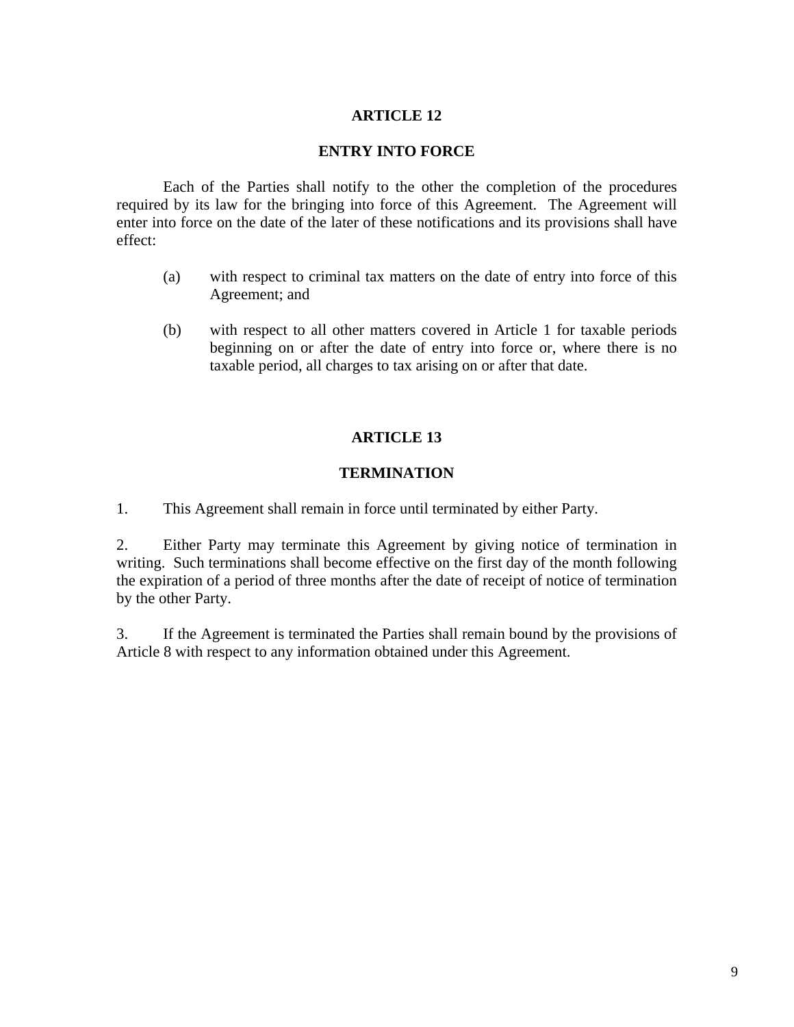## ARTICLE 12

## ENTRY INTO FORCE

Each of the Parties shall notify to the other the completion of the procedures required by its law for the bringing into force of this Agreement. The Agreement will enter into force on the date of the later of these notifications and its provisions shall have effect:

(a) with respect to criminal tax matters on the date of entry into force of this Agreement; and

(b) with respect to all other matters covered in Article 1 for taxable periods beginning on or after the date of entry into force or, where there is no taxable period, all charges to tax arising on or after that date.

## ARTICLE 13

## TERMINATION

1. This Agreement shall remain in force until terminated by either Party.

2. Either Party may terminate this Agreement by giving notice of termination in writing. Such terminations shall become effective on the first day of the month following the expiration of a period of three months after the date of receipt of notice of termination by the other Party.

3. If the Agreement is terminated the Parties shall remain bound by the provisions of Article 8 with respect to any information obtained under this Agreement.